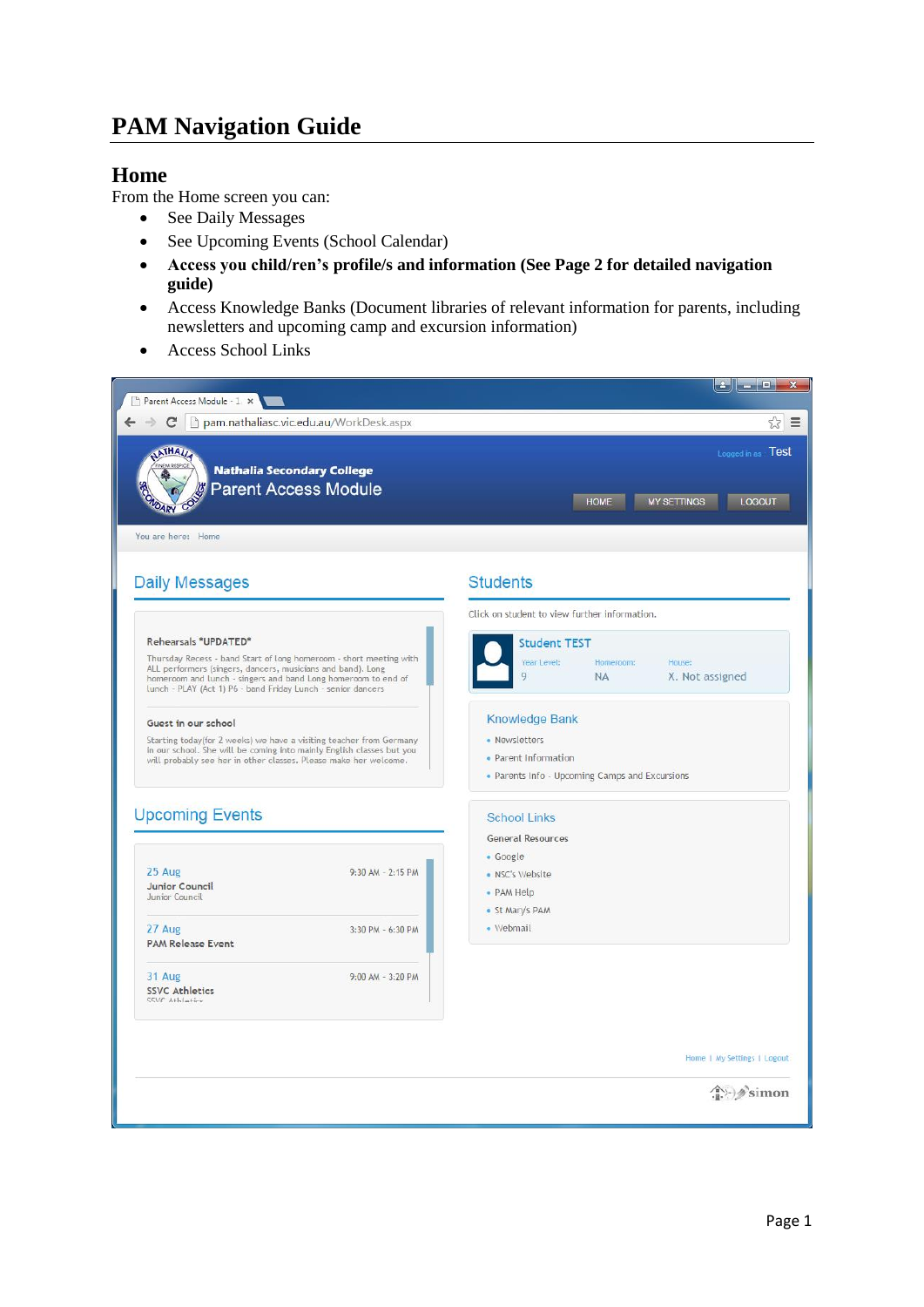# PAM Navigation Guide

## Home

From the Home screen you can:

- See Daily Messages
- See Upcoming Events (School Calendar)
- **Access you child/ren's profile/s and information (See Page 2 for detailed navigation guide)**
- Access Knowledge Banks (Document libraries of relevant information for parents, including newsletters and upcoming camp and excursion information)
- Access School Links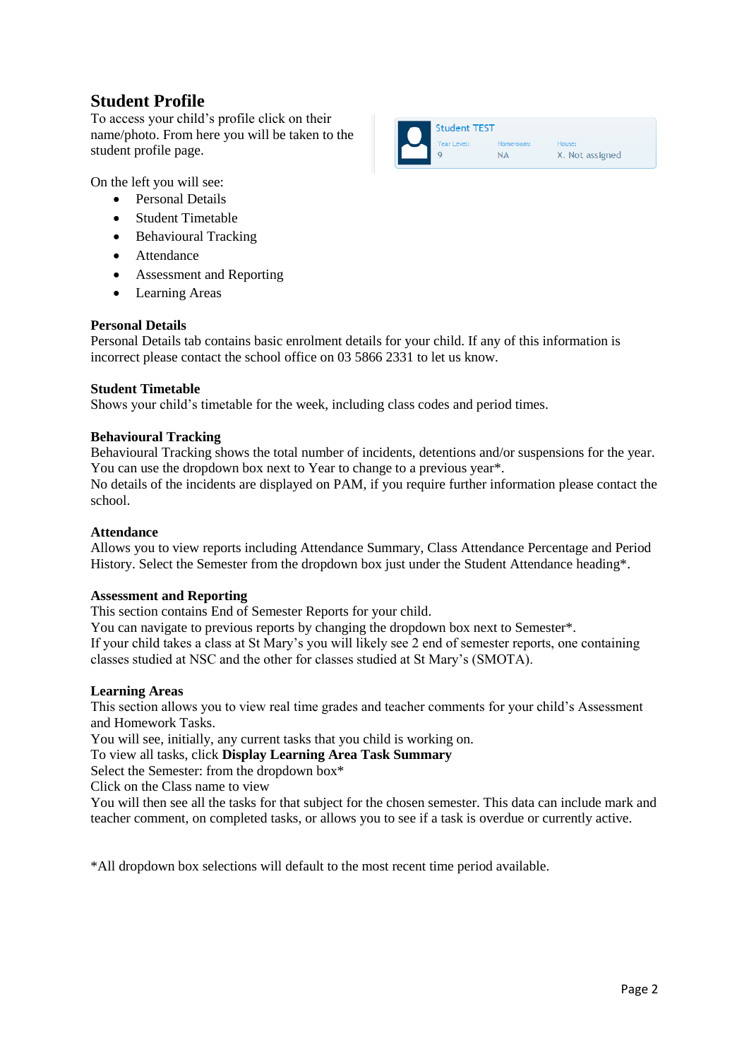## Student Profile

To access your child's profile click on their name/photo. From here you will be taken to the student profile page.

On the left you will see:

- Personal Details
- Student Timetable
- Behavioural Tracking
- Attendance
- Assessment and Reporting
- Learning Areas

**Personal Details**
Personal Details tab contains basic enrolment details for your child. If any of this information is incorrect please contact the school office on 03 5866 2331 to let us know.

**Student Timetable**
Shows your child's timetable for the week, including class codes and period times.

**Behavioural Tracking**
Behavioural Tracking shows the total number of incidents, detentions and/or suspensions for the year. You can use the dropdown box next to Year to change to a previous year*.
No details of the incidents are displayed on PAM, if you require further information please contact the school.

**Attendance**
Allows you to view reports including Attendance Summary, Class Attendance Percentage and Period History. Select the Semester from the dropdown box just under the Student Attendance heading*.

**Assessment and Reporting**
This section contains End of Semester Reports for your child.
You can navigate to previous reports by changing the dropdown box next to Semester*.
If your child takes a class at St Mary's you will likely see 2 end of semester reports, one containing classes studied at NSC and the other for classes studied at St Mary's (SMOTA).

**Learning Areas**
This section allows you to view real time grades and teacher comments for your child's Assessment and Homework Tasks.
You will see, initially, any current tasks that you child is working on.
To view all tasks, click **Display Learning Area Task Summary**
Select the Semester: from the dropdown box*
Click on the Class name to view
You will then see all the tasks for that subject for the chosen semester. This data can include mark and teacher comment, on completed tasks, or allows you to see if a task is overdue or currently active.

*All dropdown box selections will default to the most recent time period available.